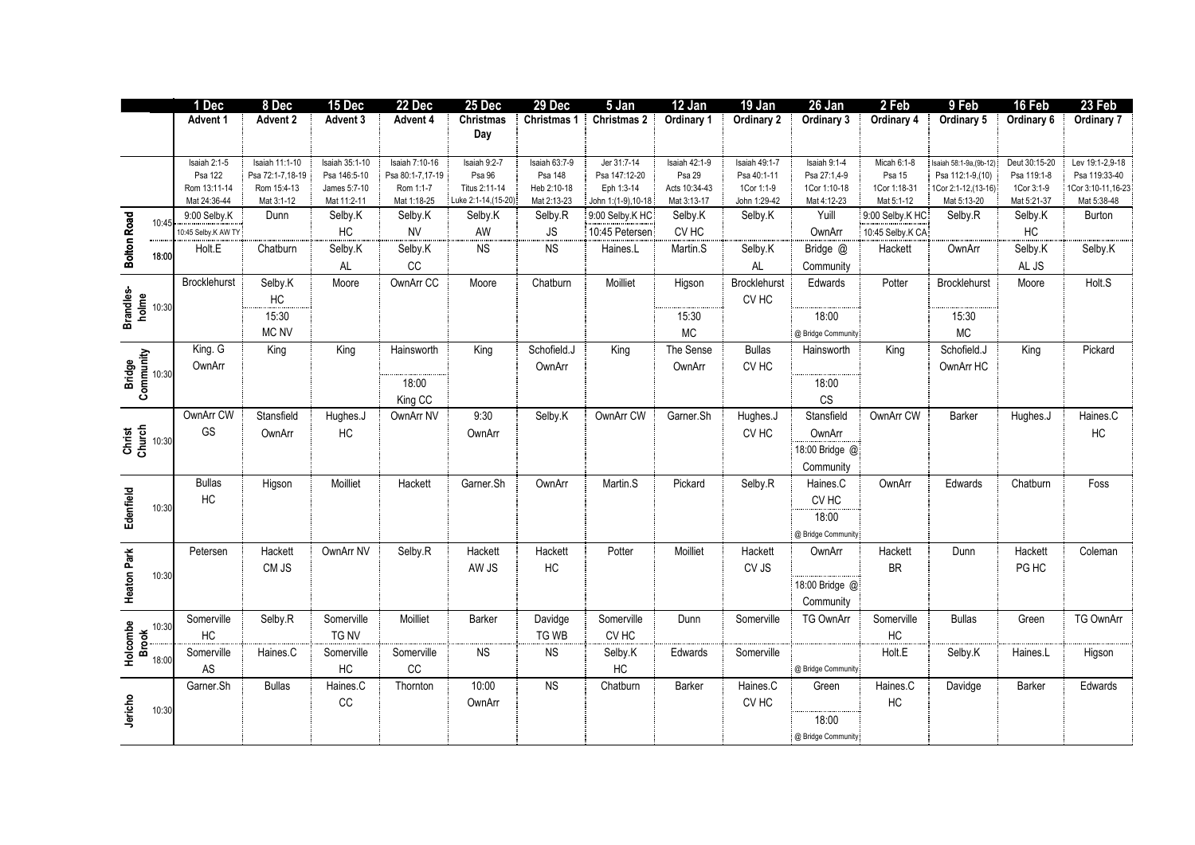| | | 1 Dec | 8 Dec | 15 Dec | 22 Dec | 25 Dec | 29 Dec | 5 Jan | 12 Jan | 19 Jan | 26 Jan | 2 Feb | 9 Feb | 16 Feb | 23 Feb |
|---|---|---|---|---|---|---|---|---|---|---|---|---|---|---|---|
| | | Advent 1 | Advent 2 | Advent 3 | Advent 4 | Christmas Day | Christmas 1 | Christmas 2 | Ordinary 1 | Ordinary 2 | Ordinary 3 | Ordinary 4 | Ordinary 5 | Ordinary 6 | Ordinary 7 |
| | | Isaiah 2:1-5 Psa 122 Rom 13:11-14 Mat 24:36-44 | Isaiah 11:1-10 Psa 72:1-7,18-19 Rom 15:4-13 Mat 3:1-12 | Isaiah 35:1-10 Psa 146:5-10 James 5:7-10 Mat 11:2-11 | Isaiah 7:10-16 Psa 80:1-7,17-19 Rom 1:1-7 Mat 1:18-25 | Isaiah 9:2-7 Psa 96 Titus 2:11-14 Luke 2:1-14,(15-20) | Isaiah 63:7-9 Psa 148 Heb 2:10-18 Mat 2:13-23 | Jer 31:7-14 Psa 147:12-20 Eph 1:3-14 John 1:(1-9),10-18 | Isaiah 42:1-9 Psa 29 Acts 10:34-43 Mat 3:13-17 | Isaiah 49:1-7 Psa 40:1-11 1Cor 1:1-9 John 1:29-42 | Isaiah 9:1-4 Psa 27:1,4-9 1Cor 1:10-18 Mat 4:12-23 | Micah 6:1-8 Psa 15 1Cor 1:18-31 Mat 5:1-12 | Isaiah 58:1-9a,(9b-12) Psa 112:1-9,(10) 1Cor 2:1-12,(13-16) Mat 5:13-20 | Deut 30:15-20 Psa 119:1-8 1Cor 3:1-9 Mat 5:21-37 | Lev 19:1-2,9-18 Psa 119:33-40 1Cor 3:10-11,16-23 Mat 5:38-48 |
| Bolton Road | 10:45 | 9:00 Selby.K / 10:45 Selby.K AW TY | Dunn | Selby.K HC | Selby.K NV | Selby.K AW | Selby.R JS | 9:00 Selby.K HC / 10:45 Petersen | Selby.K CV HC | Selby.K | Yuill OwnArr | 9:00 Selby.K HC / 10:45 Selby.K CA | Selby.R | Selby.K HC | Burton |
| | 18:00 | Holt.E | Chatburn | Selby.K AL | Selby.K CC | NS | NS | Haines.L | Martin.S | Selby.K AL | Bridge @ Community | Hackett | OwnArr | Selby.K AL JS | Selby.K |
| Brandles-holme | 10:30 | Brocklehurst | Selby.K HC / 15:30 MC NV | Moore | OwnArr CC | Moore | Chatburn | Moilliet | Higson / 15:30 MC | Brocklehurst CV HC | Edwards / 18:00 @ Bridge Community | Potter | Brocklehurst / 15:30 MC | Moore | Holt.S |
| Bridge Community | 10:30 | King. G OwnArr | King | King | Hainsworth / 18:00 King CC | King | Schofield.J OwnArr | King | The Sense | Bullas CV HC | Hainsworth / 18:00 CS | King | Schofield.J OwnArr HC | King | Pickard |
| Christ Church | 10:30 | OwnArr CW GS | Stansfield OwnArr | Hughes.J HC | OwnArr NV | 9:30 OwnArr | Selby.K | OwnArr CW | Garner.Sh | Hughes.J CV HC | Stansfield OwnArr / 18:00 Bridge @ Community | OwnArr CW | Barker | Hughes.J | Haines.C HC |
| Edenfield | 10:30 | Bullas HC | Higson | Moilliet | Hackett | Garner.Sh | OwnArr | Martin.S | Pickard | Selby.R | Haines.C CV HC / 18:00 @ Bridge Community | OwnArr | Edwards | Chatburn | Foss |
| Heaton Park | 10:30 | Petersen | Hackett CM JS | OwnArr NV | Selby.R | Hackett AW JS | Hackett HC | Potter | Moilliet | Hackett CV JS | OwnArr / 18:00 Bridge @ Community | Hackett BR | Dunn | Hackett PG HC | Coleman |
| Holcombe Brook | 10:30 | Somerville HC | Selby.R | Somerville TG NV | Moilliet | Barker | Davidge TG WB | Somerville CV HC | Dunn | Somerville | TG OwnArr | Somerville HC | Bullas | Green | TG OwnArr |
| | 18:00 | Somerville AS | Haines.C | Somerville HC | Somerville CC | NS | NS | Selby.K HC | Edwards | Somerville | @ Bridge Community | Holt.E | Selby.K | Haines.L | Higson |
| Jericho | 10:30 | Garner.Sh | Bullas | Haines.C CC | Thornton | 10:00 OwnArr | NS | Chatburn | Barker | Haines.C CV HC | Green / 18:00 @ Bridge Community | Haines.C HC | Davidge | Barker | Edwards |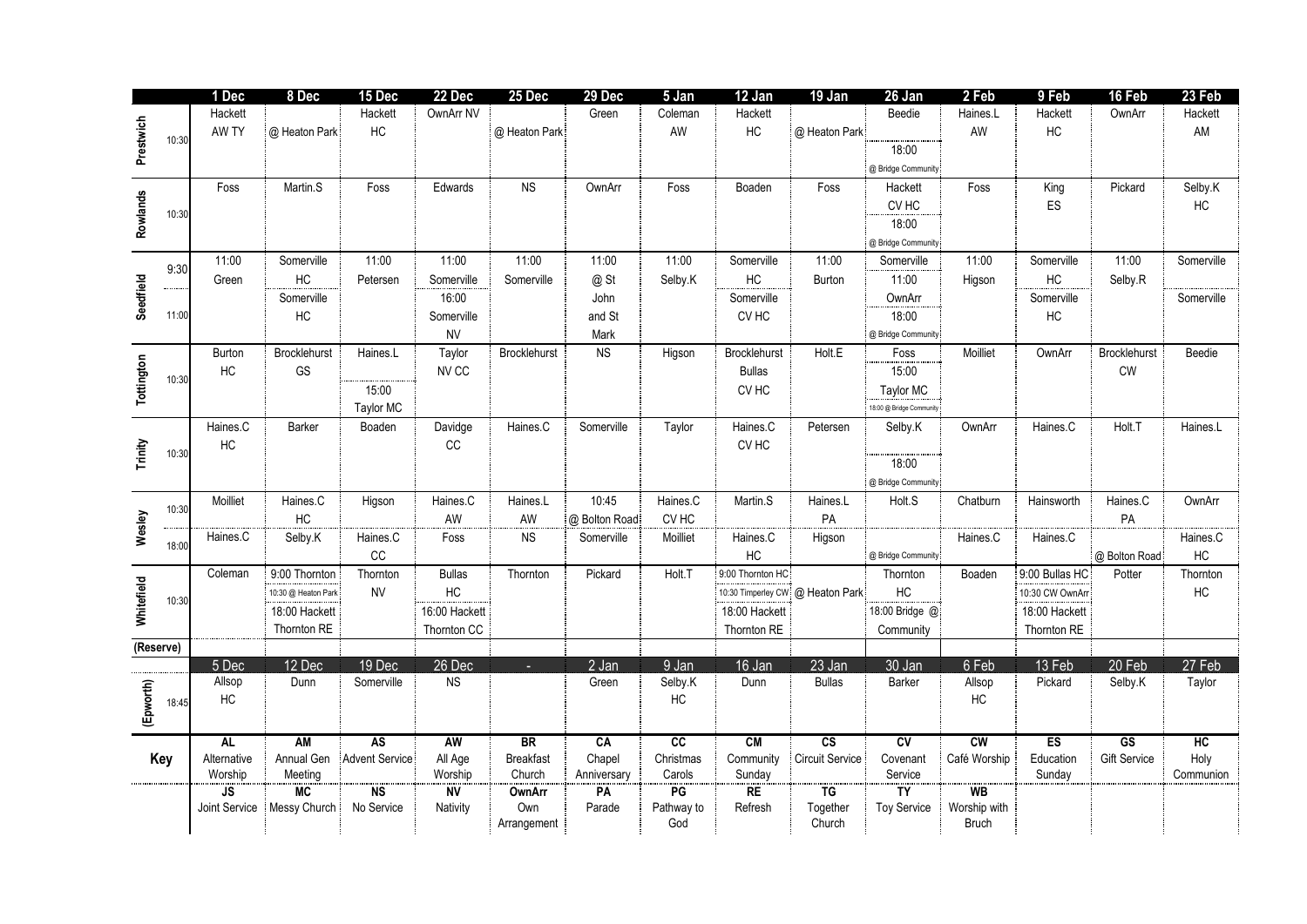| | | 1 Dec | 8 Dec | 15 Dec | 22 Dec | 25 Dec | 29 Dec | 5 Jan | 12 Jan | 19 Jan | 26 Jan | 2 Feb | 9 Feb | 16 Feb | 23 Feb |
|---|---|---|---|---|---|---|---|---|---|---|---|---|---|---|---|
| Prestwich | 10:30 | Hackett AW TY | @ Heaton Park | Hackett HC | OwnArr NV | @ Heaton Park | Green | Coleman AW | Hackett HC | @ Heaton Park | Beedie 18:00 @ Bridge Community | Haines.L AW | Hackett HC | OwnArr | Hackett AM |
| Rowlands | 10:30 | Foss | Martin.S | Foss | Edwards | NS | OwnArr | Foss | Boaden | Foss | Hackett CV HC 18:00 @ Bridge Community | Foss | King ES | Pickard | Selby.K HC |
| Sedfield | 9:30 / 11:00 | 11:00 Green | Somerville HC Somerville HC | 11:00 Petersen | 11:00 Somerville 16:00 Somerville NV | 11:00 Somerville | 11:00 @ St John and St Mark | 11:00 Selby.K | Somerville HC Somerville CV HC | 11:00 Burton | Somerville 11:00 OwnArr 18:00 @ Bridge Community | 11:00 Higson | Somerville HC Somerville HC | 11:00 Selby.R | Somerville Somerville |
| Tottington | 10:30 | Burton HC | Brocklehurst GS | Haines.L 15:00 Taylor MC | Taylor NV CC | Brocklehurst | NS | Higson | Brocklehurst Bullas CV HC | Holt.E | Foss 15:00 Taylor MC 18:00 @ Bridge Community | Moilliet | OwnArr | Brocklehurst CW | Beedie |
| Trinity | 10:30 | Haines.C HC | Barker | Boaden | Davidge CC | Haines.C | Somerville | Taylor | Haines.C CV HC | Petersen | Selby.K 18:00 @ Bridge Community | OwnArr | Haines.C | Holt.T | Haines.L |
| Wesley | 10:30 | Moilliet | Haines.C HC | Higson | Haines.C AW | Haines.L AW | 10:45 @ Bolton Road | Haines.C CV HC | Martin.S | Haines.L PA | Holt.S | Chatburn | Hainsworth | Haines.C PA | OwnArr |
| | 18:00 | Haines.C | Selby.K | Haines.C CC | Foss | NS | Somerville | Moilliet | Haines.C HC | Higson | @ Bridge Community | Haines.C | Haines.C | @ Bolton Road | Haines.C HC |
| Whitefield | 10:30 | Coleman | 9:00 Thornton 10:30 @ Heaton Park 18:00 Hackett Thornton RE | Thornton NV | Bullas HC 16:00 Hackett Thornton CC | Thornton | Pickard | Holt.T | 9:00 Thornton HC 10:30 Timperley CW 18:00 Hackett Thornton RE | @ Heaton Park | Thornton HC 18:00 Bridge @ Community | Boaden | 9:00 Bullas HC 10:30 CW OwnArr 18:00 Hackett Thornton RE | Potter | Thornton HC |
| (Reserve) | | 5 Dec | 12 Dec | 19 Dec | 26 Dec | - | 2 Jan | 9 Jan | 16 Jan | 23 Jan | 30 Jan | 6 Feb | 13 Feb | 20 Feb | 27 Feb |
| (Epworth) | 18:45 | Allsop HC | Dunn | Somerville | NS | | Green | Selby.K HC | Dunn | Bullas | Barker | Allsop HC | Pickard | Selby.K | Taylor |

**Key**

| AL | AM | AS | AW | BR | CA | CC | CM | CS | CV | CW | ES | GS | HC |
|---|---|---|---|---|---|---|---|---|---|---|---|---|---|
| Alternative Worship | Annual Gen Meeting | Advent Service | All Age Worship | Breakfast Church | Chapel Anniversary | Christmas Carols | Community Sunday | Circuit Service | Covenant Service | Café Worship | Education Sunday | Gift Service | Holy Communion |
| **JS** | **MC** | **NS** | **NV** | **OwnArr** | **PA** | **PG** | **RE** | **TG** | **TY** | **WB** | | | |
| Joint Service | Messy Church | No Service | Nativity | Own Arrangement | Parade | Pathway to God | Refresh | Together Church | Toy Service | Worship with Bruch | | | |